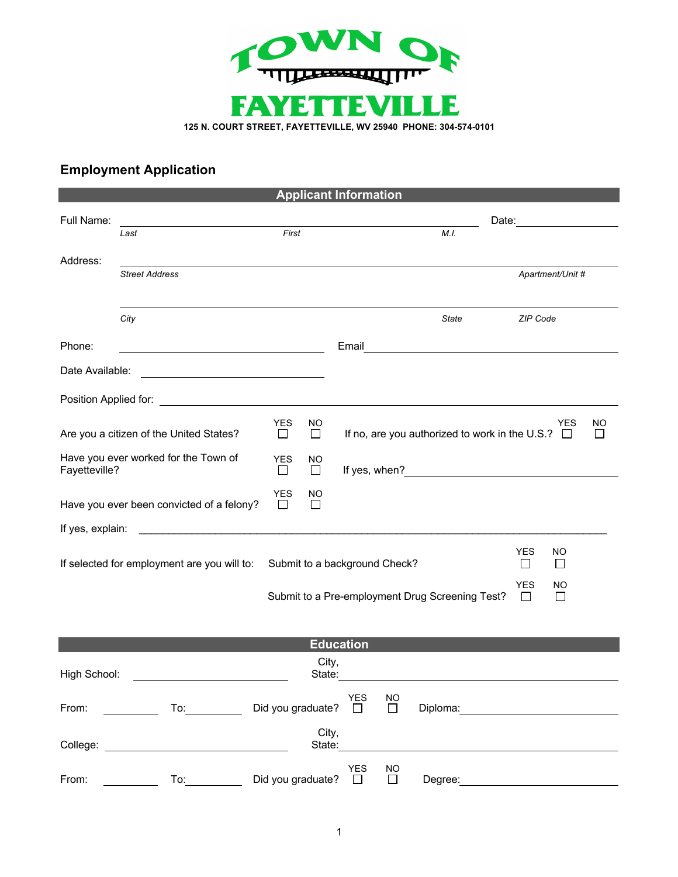# TOWN OF FAYETTEVILLE

**125 N. COURT STREET, FAYETTEVILLE, WV 25940 PHONE: 304-574-0101**

## Employment Application

### Applicant Information

Full Name: ______________________________________________ Date: ______________

*Last* *First* *M.I.*

Address: ______________________________________________

*Street Address* *Apartment/Unit #*

______________________________________________

*City* *State* *ZIP Code*

Phone: ______________________ Email ______________________

Date Available: ______________________

Position Applied for: ______________________________________________

Are you a citizen of the United States? YES ☐ NO ☐ If no, are you authorized to work in the U.S.? YES ☐ NO ☐

Have you ever worked for the Town of Fayetteville? YES ☐ NO ☐ If yes, when? ______________________

Have you ever been convicted of a felony? YES ☐ NO ☐

If yes, explain: ______________________________________________

If selected for employment are you will to: Submit to a background Check? YES ☐ NO ☐

Submit to a Pre-employment Drug Screening Test? YES ☐ NO ☐

### Education

High School: ______________________ City, State: ______________________

From: __________ To: __________ Did you graduate? YES ☐ NO ☐ Diploma: ______________________

College: ______________________ City, State: ______________________

From: __________ To: __________ Did you graduate? YES ☐ NO ☐ Degree: ______________________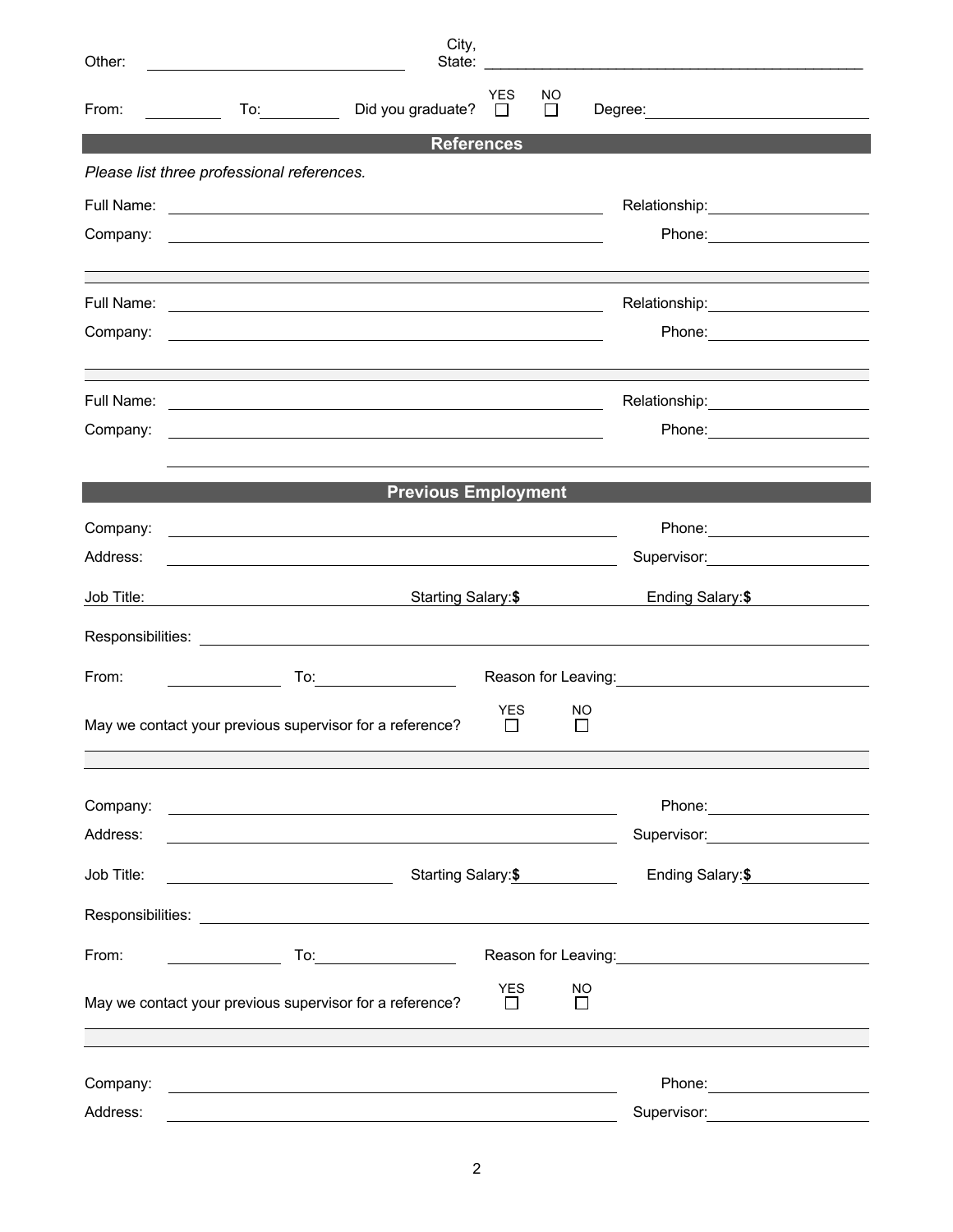Other: ______________________ City, State: ______________________

From: __________ To: __________ Did you graduate? YES ☐ NO ☐ Degree: ______________________

## References

*Please list three professional references.*

Full Name: ______________________ Relationship: ______________________

Company: ______________________ Phone: ______________________

______________________

Full Name: ______________________ Relationship: ______________________

Company: ______________________ Phone: ______________________

______________________

Full Name: ______________________ Relationship: ______________________

Company: ______________________ Phone: ______________________

______________________

## Previous Employment

Company: ______________________ Phone: ______________________

Address: ______________________ Supervisor: ______________________

Job Title: ______________________ Starting Salary: **$** __________ Ending Salary: **$** __________

Responsibilities: ______________________

From: __________ To: __________ Reason for Leaving: ______________________

May we contact your previous supervisor for a reference? YES ☐ NO ☐

---

Company: ______________________ Phone: ______________________

Address: ______________________ Supervisor: ______________________

Job Title: ______________________ Starting Salary: **$** __________ Ending Salary: **$** __________

Responsibilities: ______________________

From: __________ To: __________ Reason for Leaving: ______________________

May we contact your previous supervisor for a reference? YES ☐ NO ☐

---

Company: ______________________ Phone: ______________________

Address: ______________________ Supervisor: ______________________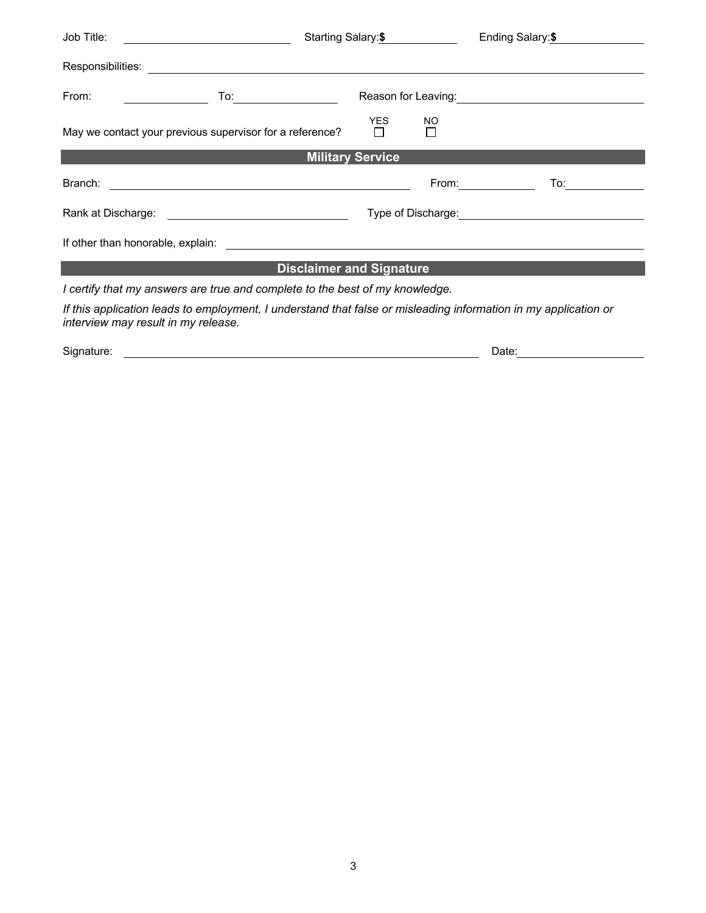Job Title: ______________________ Starting Salary: **$** ____________ Ending Salary: **$** ____________

Responsibilities: ______________________________________________________________

From: ____________ To: ______________ Reason for Leaving: ________________________

May we contact your previous supervisor for a reference? YES ☐ NO ☐

## Military Service

Branch: ______________________________________________ From: ____________ To: ____________

Rank at Discharge: ________________________ Type of Discharge: ________________________

If other than honorable, explain: ______________________________________________

## Disclaimer and Signature

*I certify that my answers are true and complete to the best of my knowledge.*

*If this application leads to employment, I understand that false or misleading information in my application or interview may result in my release.*

Signature: ______________________________________________ Date: ________________